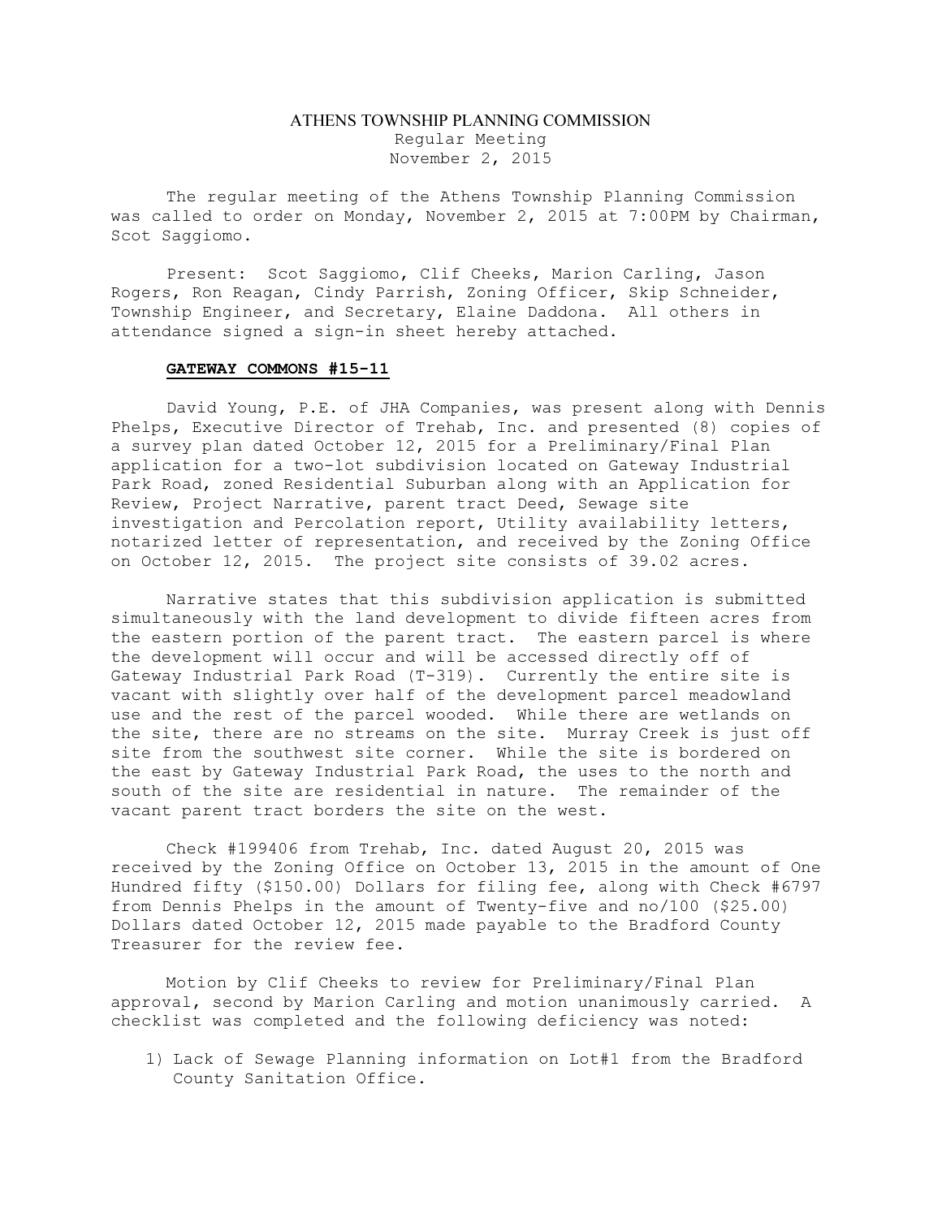# ATHENS TOWNSHIP PLANNING COMMISSION

Regular Meeting
November 2, 2015

The regular meeting of the Athens Township Planning Commission was called to order on Monday, November 2, 2015 at 7:00PM by Chairman, Scot Saggiomo.

Present: Scot Saggiomo, Clif Cheeks, Marion Carling, Jason Rogers, Ron Reagan, Cindy Parrish, Zoning Officer, Skip Schneider, Township Engineer, and Secretary, Elaine Daddona. All others in attendance signed a sign-in sheet hereby attached.

**GATEWAY COMMONS #15-11**

David Young, P.E. of JHA Companies, was present along with Dennis Phelps, Executive Director of Trehab, Inc. and presented (8) copies of a survey plan dated October 12, 2015 for a Preliminary/Final Plan application for a two-lot subdivision located on Gateway Industrial Park Road, zoned Residential Suburban along with an Application for Review, Project Narrative, parent tract Deed, Sewage site investigation and Percolation report, Utility availability letters, notarized letter of representation, and received by the Zoning Office on October 12, 2015. The project site consists of 39.02 acres.

Narrative states that this subdivision application is submitted simultaneously with the land development to divide fifteen acres from the eastern portion of the parent tract. The eastern parcel is where the development will occur and will be accessed directly off of Gateway Industrial Park Road (T-319). Currently the entire site is vacant with slightly over half of the development parcel meadowland use and the rest of the parcel wooded. While there are wetlands on the site, there are no streams on the site. Murray Creek is just off site from the southwest site corner. While the site is bordered on the east by Gateway Industrial Park Road, the uses to the north and south of the site are residential in nature. The remainder of the vacant parent tract borders the site on the west.

Check #199406 from Trehab, Inc. dated August 20, 2015 was received by the Zoning Office on October 13, 2015 in the amount of One Hundred fifty ($150.00) Dollars for filing fee, along with Check #6797 from Dennis Phelps in the amount of Twenty-five and no/100 ($25.00) Dollars dated October 12, 2015 made payable to the Bradford County Treasurer for the review fee.

Motion by Clif Cheeks to review for Preliminary/Final Plan approval, second by Marion Carling and motion unanimously carried. A checklist was completed and the following deficiency was noted:

1) Lack of Sewage Planning information on Lot#1 from the Bradford County Sanitation Office.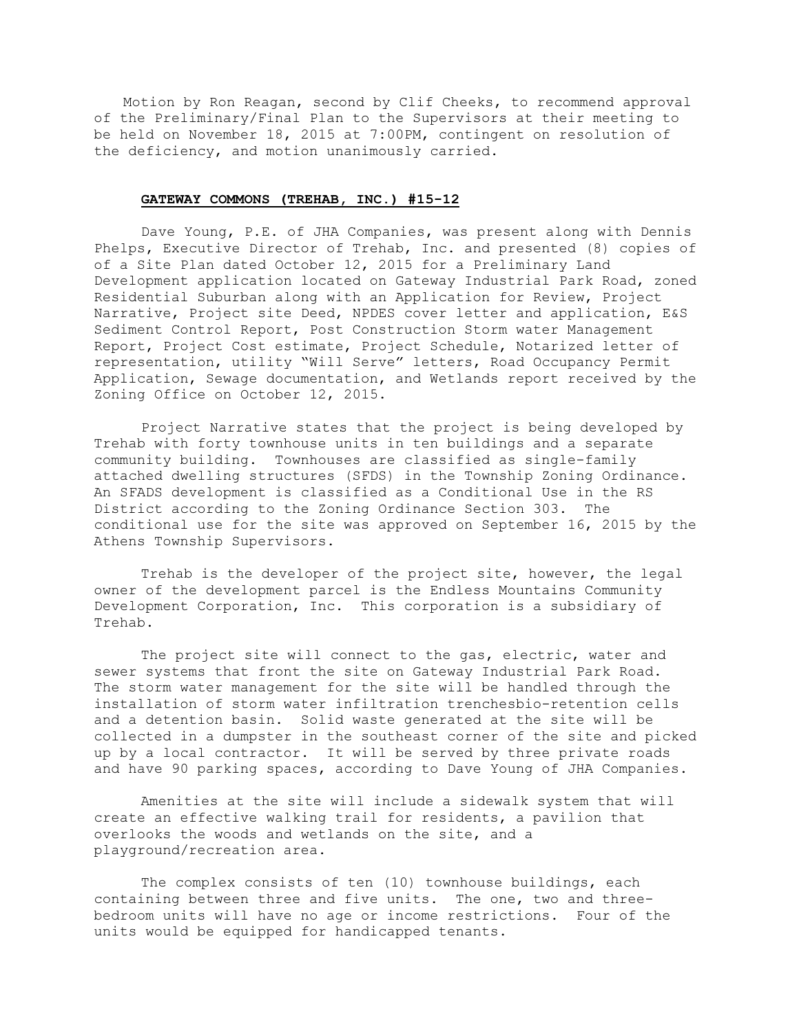Motion by Ron Reagan, second by Clif Cheeks, to recommend approval of the Preliminary/Final Plan to the Supervisors at their meeting to be held on November 18, 2015 at 7:00PM, contingent on resolution of the deficiency, and motion unanimously carried.

**GATEWAY COMMONS (TREHAB, INC.) #15-12**

Dave Young, P.E. of JHA Companies, was present along with Dennis Phelps, Executive Director of Trehab, Inc. and presented (8) copies of of a Site Plan dated October 12, 2015 for a Preliminary Land Development application located on Gateway Industrial Park Road, zoned Residential Suburban along with an Application for Review, Project Narrative, Project site Deed, NPDES cover letter and application, E&S Sediment Control Report, Post Construction Storm water Management Report, Project Cost estimate, Project Schedule, Notarized letter of representation, utility "Will Serve" letters, Road Occupancy Permit Application, Sewage documentation, and Wetlands report received by the Zoning Office on October 12, 2015.

Project Narrative states that the project is being developed by Trehab with forty townhouse units in ten buildings and a separate community building. Townhouses are classified as single-family attached dwelling structures (SFDS) in the Township Zoning Ordinance. An SFADS development is classified as a Conditional Use in the RS District according to the Zoning Ordinance Section 303. The conditional use for the site was approved on September 16, 2015 by the Athens Township Supervisors.

Trehab is the developer of the project site, however, the legal owner of the development parcel is the Endless Mountains Community Development Corporation, Inc. This corporation is a subsidiary of Trehab.

The project site will connect to the gas, electric, water and sewer systems that front the site on Gateway Industrial Park Road. The storm water management for the site will be handled through the installation of storm water infiltration trenchesbio-retention cells and a detention basin. Solid waste generated at the site will be collected in a dumpster in the southeast corner of the site and picked up by a local contractor. It will be served by three private roads and have 90 parking spaces, according to Dave Young of JHA Companies.

Amenities at the site will include a sidewalk system that will create an effective walking trail for residents, a pavilion that overlooks the woods and wetlands on the site, and a playground/recreation area.

The complex consists of ten (10) townhouse buildings, each containing between three and five units. The one, two and three-bedroom units will have no age or income restrictions. Four of the units would be equipped for handicapped tenants.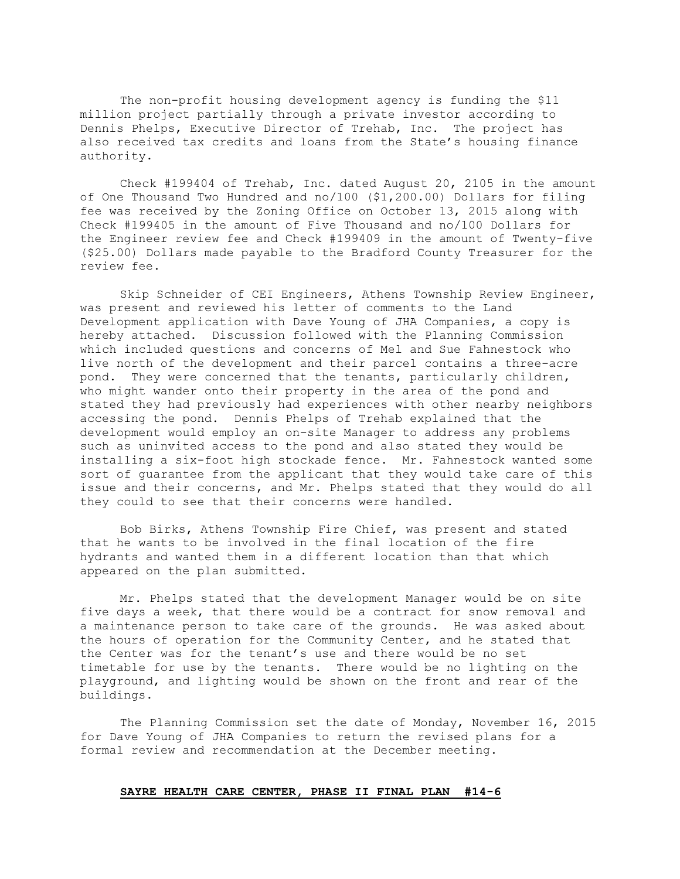The non-profit housing development agency is funding the $11 million project partially through a private investor according to Dennis Phelps, Executive Director of Trehab, Inc. The project has also received tax credits and loans from the State's housing finance authority.

Check #199404 of Trehab, Inc. dated August 20, 2105 in the amount of One Thousand Two Hundred and no/100 ($1,200.00) Dollars for filing fee was received by the Zoning Office on October 13, 2015 along with Check #199405 in the amount of Five Thousand and no/100 Dollars for the Engineer review fee and Check #199409 in the amount of Twenty-five ($25.00) Dollars made payable to the Bradford County Treasurer for the review fee.

Skip Schneider of CEI Engineers, Athens Township Review Engineer, was present and reviewed his letter of comments to the Land Development application with Dave Young of JHA Companies, a copy is hereby attached. Discussion followed with the Planning Commission which included questions and concerns of Mel and Sue Fahnestock who live north of the development and their parcel contains a three-acre pond. They were concerned that the tenants, particularly children, who might wander onto their property in the area of the pond and stated they had previously had experiences with other nearby neighbors accessing the pond. Dennis Phelps of Trehab explained that the development would employ an on-site Manager to address any problems such as uninvited access to the pond and also stated they would be installing a six-foot high stockade fence. Mr. Fahnestock wanted some sort of guarantee from the applicant that they would take care of this issue and their concerns, and Mr. Phelps stated that they would do all they could to see that their concerns were handled.

Bob Birks, Athens Township Fire Chief, was present and stated that he wants to be involved in the final location of the fire hydrants and wanted them in a different location than that which appeared on the plan submitted.

Mr. Phelps stated that the development Manager would be on site five days a week, that there would be a contract for snow removal and a maintenance person to take care of the grounds. He was asked about the hours of operation for the Community Center, and he stated that the Center was for the tenant's use and there would be no set timetable for use by the tenants. There would be no lighting on the playground, and lighting would be shown on the front and rear of the buildings.

The Planning Commission set the date of Monday, November 16, 2015 for Dave Young of JHA Companies to return the revised plans for a formal review and recommendation at the December meeting.

**SAYRE HEALTH CARE CENTER, PHASE II FINAL PLAN #14-6**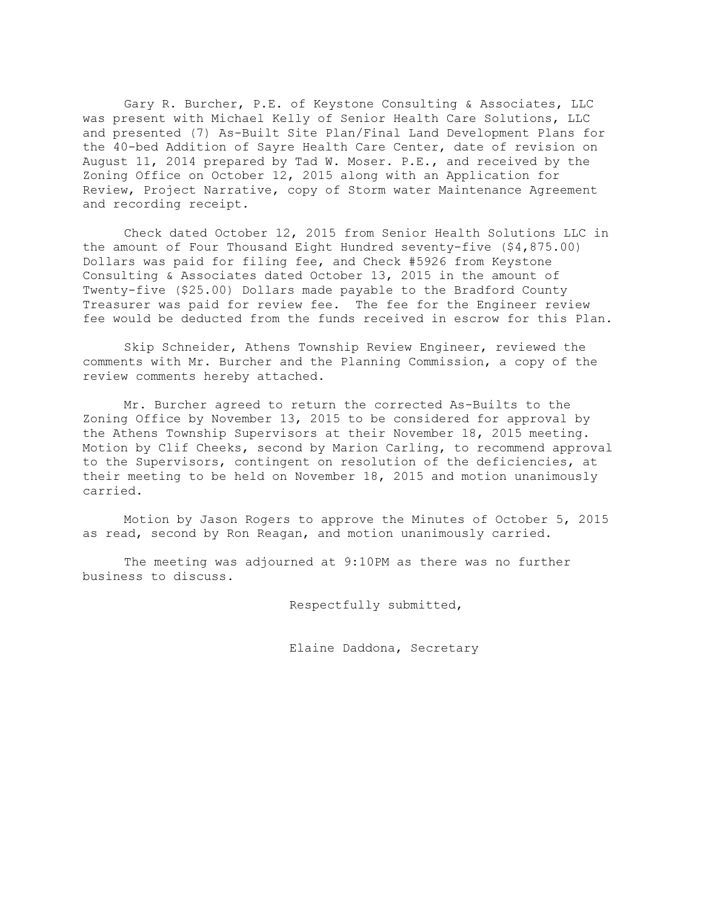Gary R. Burcher, P.E. of Keystone Consulting & Associates, LLC was present with Michael Kelly of Senior Health Care Solutions, LLC and presented (7) As-Built Site Plan/Final Land Development Plans for the 40-bed Addition of Sayre Health Care Center, date of revision on August 11, 2014 prepared by Tad W. Moser. P.E., and received by the Zoning Office on October 12, 2015 along with an Application for Review, Project Narrative, copy of Storm water Maintenance Agreement and recording receipt.

Check dated October 12, 2015 from Senior Health Solutions LLC in the amount of Four Thousand Eight Hundred seventy-five ($4,875.00) Dollars was paid for filing fee, and Check #5926 from Keystone Consulting & Associates dated October 13, 2015 in the amount of Twenty-five ($25.00) Dollars made payable to the Bradford County Treasurer was paid for review fee. The fee for the Engineer review fee would be deducted from the funds received in escrow for this Plan.

Skip Schneider, Athens Township Review Engineer, reviewed the comments with Mr. Burcher and the Planning Commission, a copy of the review comments hereby attached.

Mr. Burcher agreed to return the corrected As-Builts to the Zoning Office by November 13, 2015 to be considered for approval by the Athens Township Supervisors at their November 18, 2015 meeting. Motion by Clif Cheeks, second by Marion Carling, to recommend approval to the Supervisors, contingent on resolution of the deficiencies, at their meeting to be held on November 18, 2015 and motion unanimously carried.

Motion by Jason Rogers to approve the Minutes of October 5, 2015 as read, second by Ron Reagan, and motion unanimously carried.

The meeting was adjourned at 9:10PM as there was no further business to discuss.

Respectfully submitted,

Elaine Daddona, Secretary